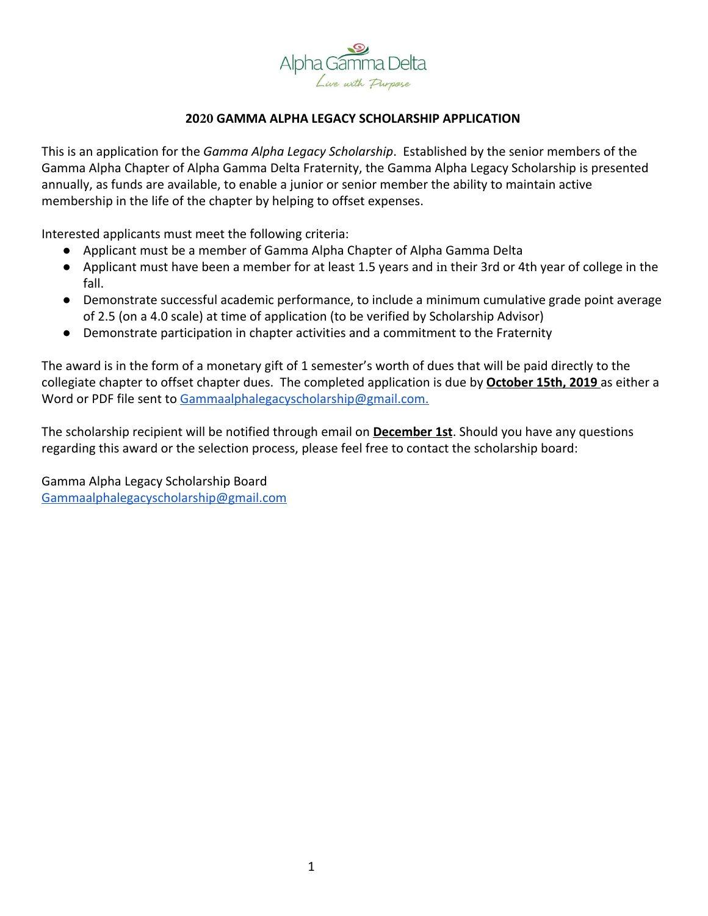Alpha Gamma Delta

*Live with Purpose*

**2020 GAMMA ALPHA LEGACY SCHOLARSHIP APPLICATION**

This is an application for the *Gamma Alpha Legacy Scholarship*. Established by the senior members of the Gamma Alpha Chapter of Alpha Gamma Delta Fraternity, the Gamma Alpha Legacy Scholarship is presented annually, as funds are available, to enable a junior or senior member the ability to maintain active membership in the life of the chapter by helping to offset expenses.

Interested applicants must meet the following criteria:

- Applicant must be a member of Gamma Alpha Chapter of Alpha Gamma Delta
- Applicant must have been a member for at least 1.5 years and in their 3rd or 4th year of college in the fall.
- Demonstrate successful academic performance, to include a minimum cumulative grade point average of 2.5 (on a 4.0 scale) at time of application (to be verified by Scholarship Advisor)
- Demonstrate participation in chapter activities and a commitment to the Fraternity

The award is in the form of a monetary gift of 1 semester's worth of dues that will be paid directly to the collegiate chapter to offset chapter dues. The completed application is due by **October 15th, 2019** as either a Word or PDF file sent to Gammaalphalegacyscholarship@gmail.com.

The scholarship recipient will be notified through email on **December 1st**. Should you have any questions regarding this award or the selection process, please feel free to contact the scholarship board:

Gamma Alpha Legacy Scholarship Board
Gammaalphalegacyscholarship@gmail.com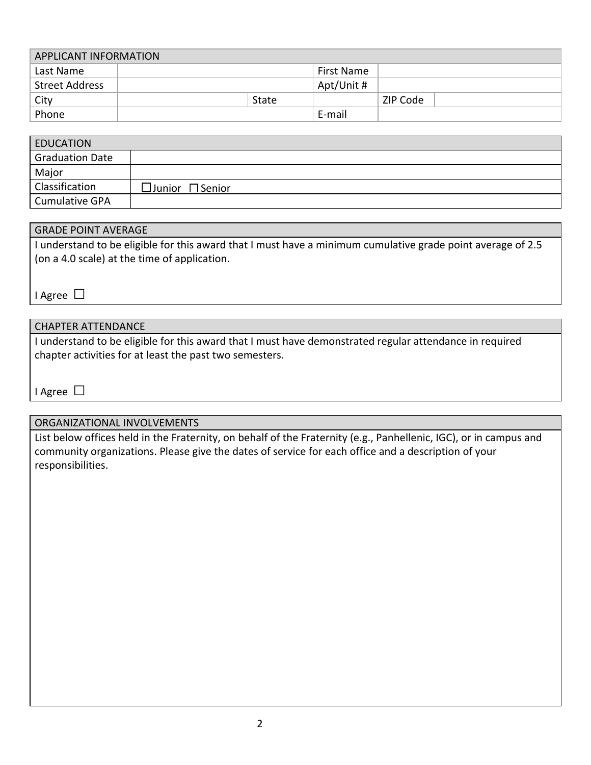| APPLICANT INFORMATION | | | | | |
|---|---|---|---|---|---|
| Last Name | | | First Name | | |
| Street Address | | | Apt/Unit # | | |
| City | | State | | ZIP Code | |
| Phone | | | E-mail | | |

| EDUCATION | |
|---|---|
| Graduation Date | |
| Major | |
| Classification | ☐Junior ☐Senior |
| Cumulative GPA | |

## GRADE POINT AVERAGE

I understand to be eligible for this award that I must have a minimum cumulative grade point average of 2.5 (on a 4.0 scale) at the time of application.

I Agree ☐

## CHAPTER ATTENDANCE

I understand to be eligible for this award that I must have demonstrated regular attendance in required chapter activities for at least the past two semesters.

I Agree ☐

## ORGANIZATIONAL INVOLVEMENTS

List below offices held in the Fraternity, on behalf of the Fraternity (e.g., Panhellenic, IGC), or in campus and community organizations. Please give the dates of service for each office and a description of your responsibilities.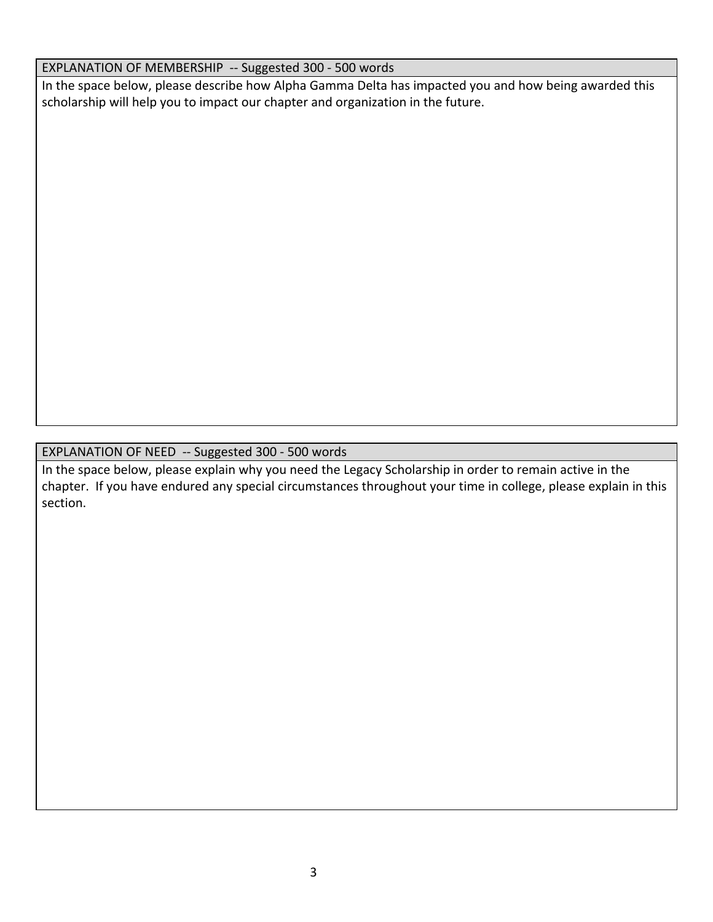## EXPLANATION OF MEMBERSHIP -- Suggested 300 - 500 words

In the space below, please describe how Alpha Gamma Delta has impacted you and how being awarded this scholarship will help you to impact our chapter and organization in the future.

## EXPLANATION OF NEED -- Suggested 300 - 500 words

In the space below, please explain why you need the Legacy Scholarship in order to remain active in the chapter. If you have endured any special circumstances throughout your time in college, please explain in this section.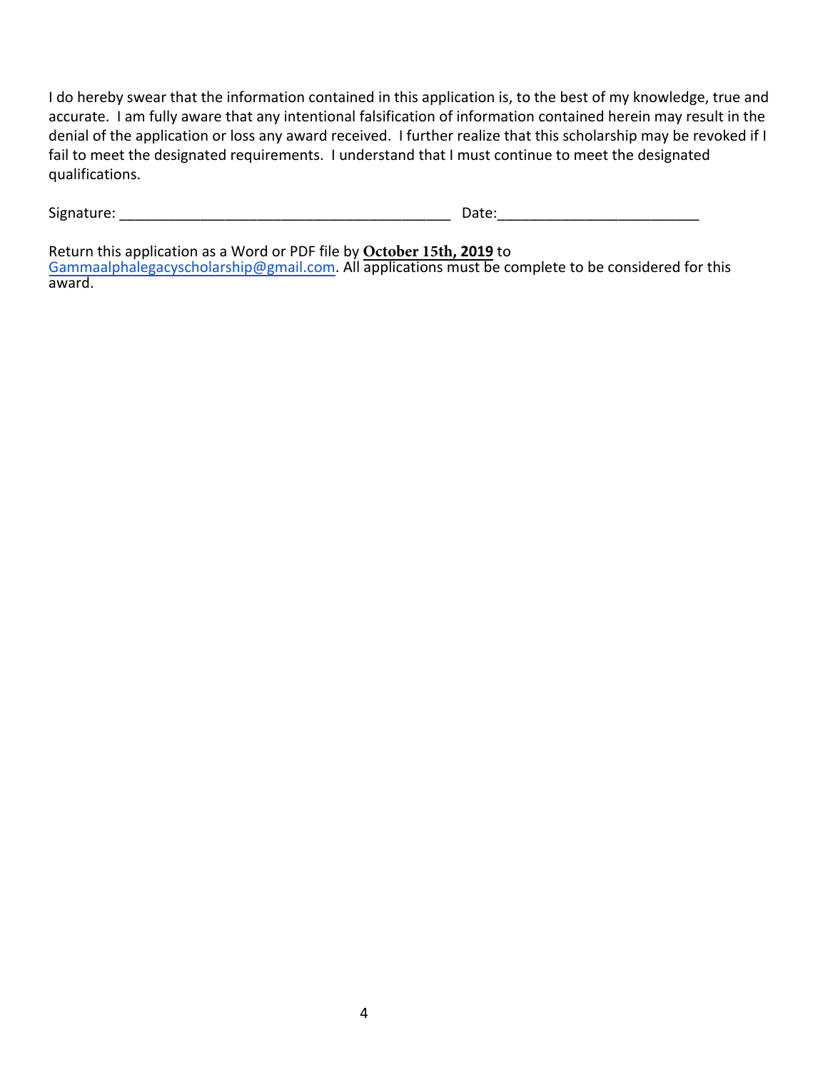I do hereby swear that the information contained in this application is, to the best of my knowledge, true and accurate. I am fully aware that any intentional falsification of information contained herein may result in the denial of the application or loss any award received. I further realize that this scholarship may be revoked if I fail to meet the designated requirements. I understand that I must continue to meet the designated qualifications.

Signature: ________________________________________ Date:________________________

Return this application as a Word or PDF file by **October 15th, 2019** to Gammaalphalegacyscholarship@gmail.com. All applications must be complete to be considered for this award.